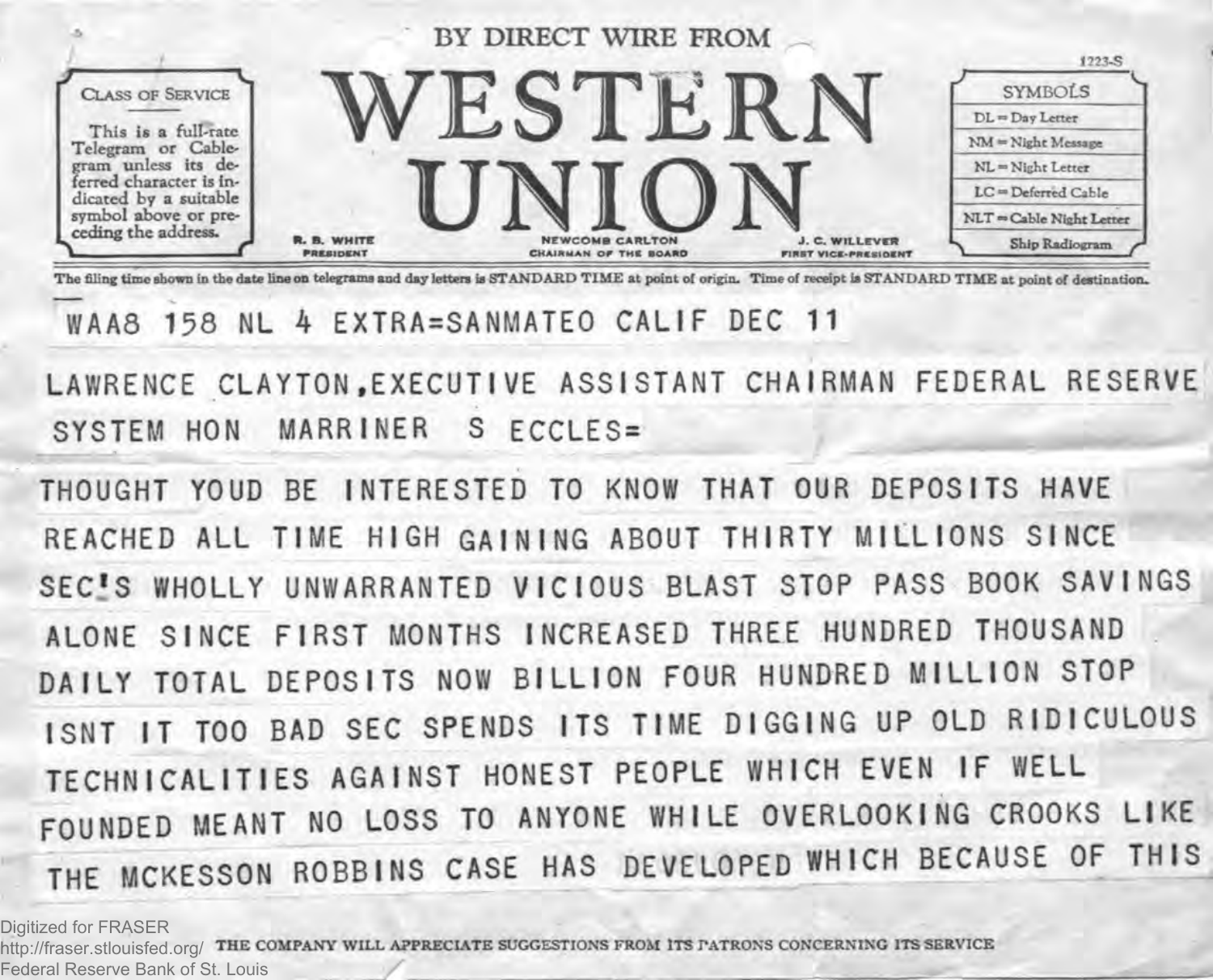BY DIRECT WIRE FROM

# WESTERN UNION

R. B. WHITE, PRESIDENT — NEWCOMB CARLTON, CHAIRMAN OF THE BOARD — J. C. WILLEVER, FIRST VICE-PRESIDENT

**CLASS OF SERVICE**

This is a full-rate Telegram or Cablegram unless its deferred character is indicated by a suitable symbol above or preceding the address.

1223-S

**SYMBOLS**

| | |
|---|---|
| DL | Day Letter |
| NM | Night Message |
| NL | Night Letter |
| LC | Deferred Cable |
| NLT | Cable Night Letter |
| | Ship Radiogram |

The filing time shown in the date line on telegrams and day letters is STANDARD TIME at point of origin. Time of receipt is STANDARD TIME at point of destination.

WAA8 158 NL 4 EXTRA=SANMATEO CALIF DEC 11

LAWRENCE CLAYTON,EXECUTIVE ASSISTANT CHAIRMAN FEDERAL RESERVE SYSTEM HON MARRINER S ECCLES=

THOUGHT YOUD BE INTERESTED TO KNOW THAT OUR DEPOSITS HAVE REACHED ALL TIME HIGH GAINING ABOUT THIRTY MILLIONS SINCE SEC'S WHOLLY UNWARRANTED VICIOUS BLAST STOP PASS BOOK SAVINGS ALONE SINCE FIRST MONTHS INCREASED THREE HUNDRED THOUSAND DAILY TOTAL DEPOSITS NOW BILLION FOUR HUNDRED MILLION STOP ISNT IT TOO BAD SEC SPENDS ITS TIME DIGGING UP OLD RIDICULOUS TECHNICALITIES AGAINST HONEST PEOPLE WHICH EVEN IF WELL FOUNDED MEANT NO LOSS TO ANYONE WHILE OVERLOOKING CROOKS LIKE THE MCKESSON ROBBINS CASE HAS DEVELOPED WHICH BECAUSE OF THIS

THE COMPANY WILL APPRECIATE SUGGESTIONS FROM ITS PATRONS CONCERNING ITS SERVICE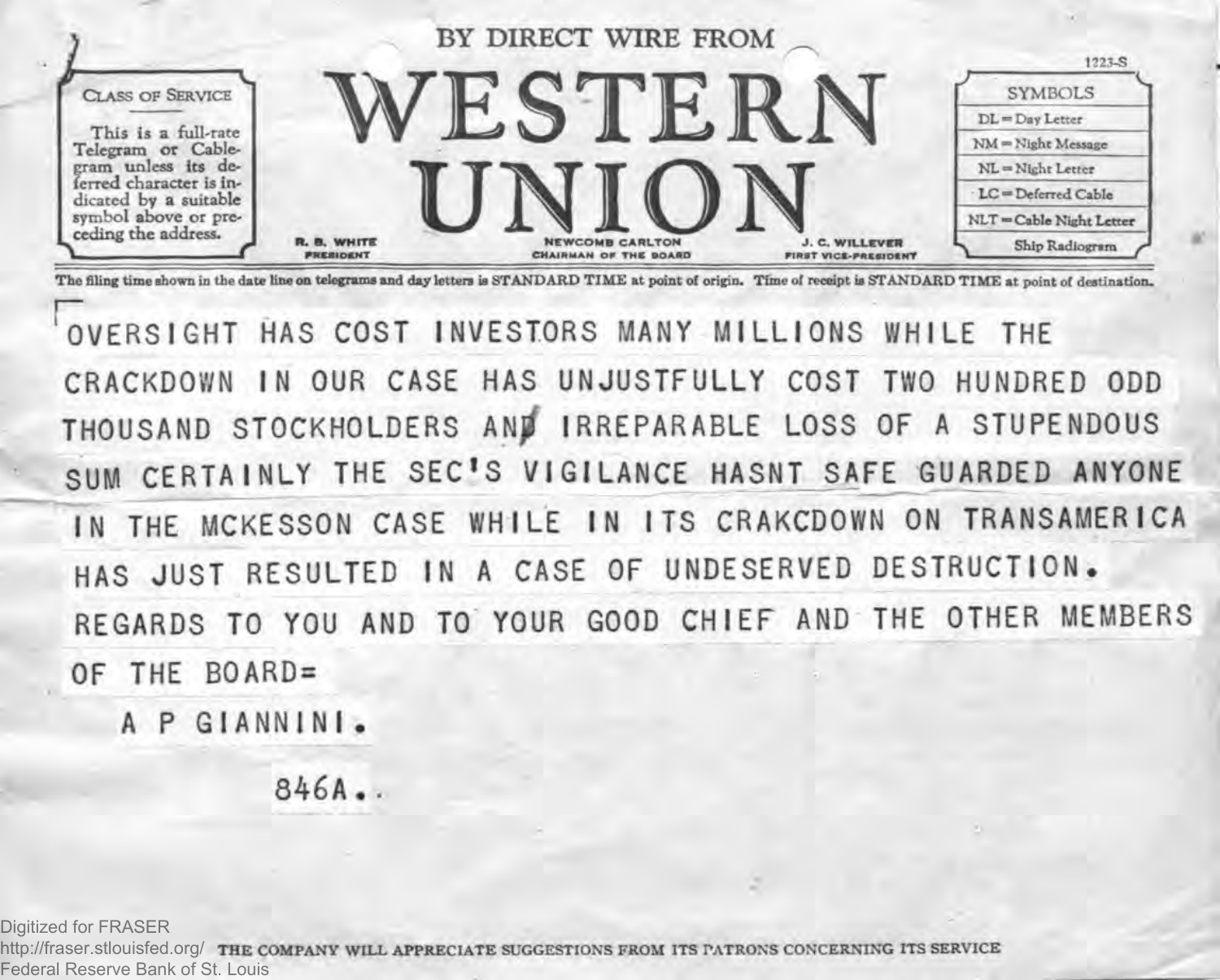BY DIRECT WIRE FROM

# WESTERN UNION

| CLASS OF SERVICE |
| --- |
| This is a full-rate Telegram or Cablegram unless its deferred character is indicated by a suitable symbol above or preceding the address. |

R. B. WHITE, PRESIDENT — NEWCOMB CARLTON, CHAIRMAN OF THE BOARD — J. C. WILLEVER, FIRST VICE-PRESIDENT

1223-S

| SYMBOLS |
| --- |
| DL = Day Letter |
| NM = Night Message |
| NL = Night Letter |
| LC = Deferred Cable |
| NLT = Cable Night Letter |
| Ship Radiogram |

The filing time shown in the date line on telegrams and day letters is STANDARD TIME at point of origin. Time of receipt is STANDARD TIME at point of destination.

OVERSIGHT HAS COST INVESTORS MANY MILLIONS WHILE THE CRACKDOWN IN OUR CASE HAS UNJUSTFULLY COST TWO HUNDRED ODD THOUSAND STOCKHOLDERS AND IRREPARABLE LOSS OF A STUPENDOUS SUM CERTAINLY THE SEC'S VIGILANCE HASNT SAFE GUARDED ANYONE IN THE MCKESSON CASE WHILE IN ITS CRAKCDOWN ON TRANSAMERICA HAS JUST RESULTED IN A CASE OF UNDESERVED DESTRUCTION. REGARDS TO YOU AND TO YOUR GOOD CHIEF AND THE OTHER MEMBERS OF THE BOARD=

A P GIANNINI.

846A..

THE COMPANY WILL APPRECIATE SUGGESTIONS FROM ITS PATRONS CONCERNING ITS SERVICE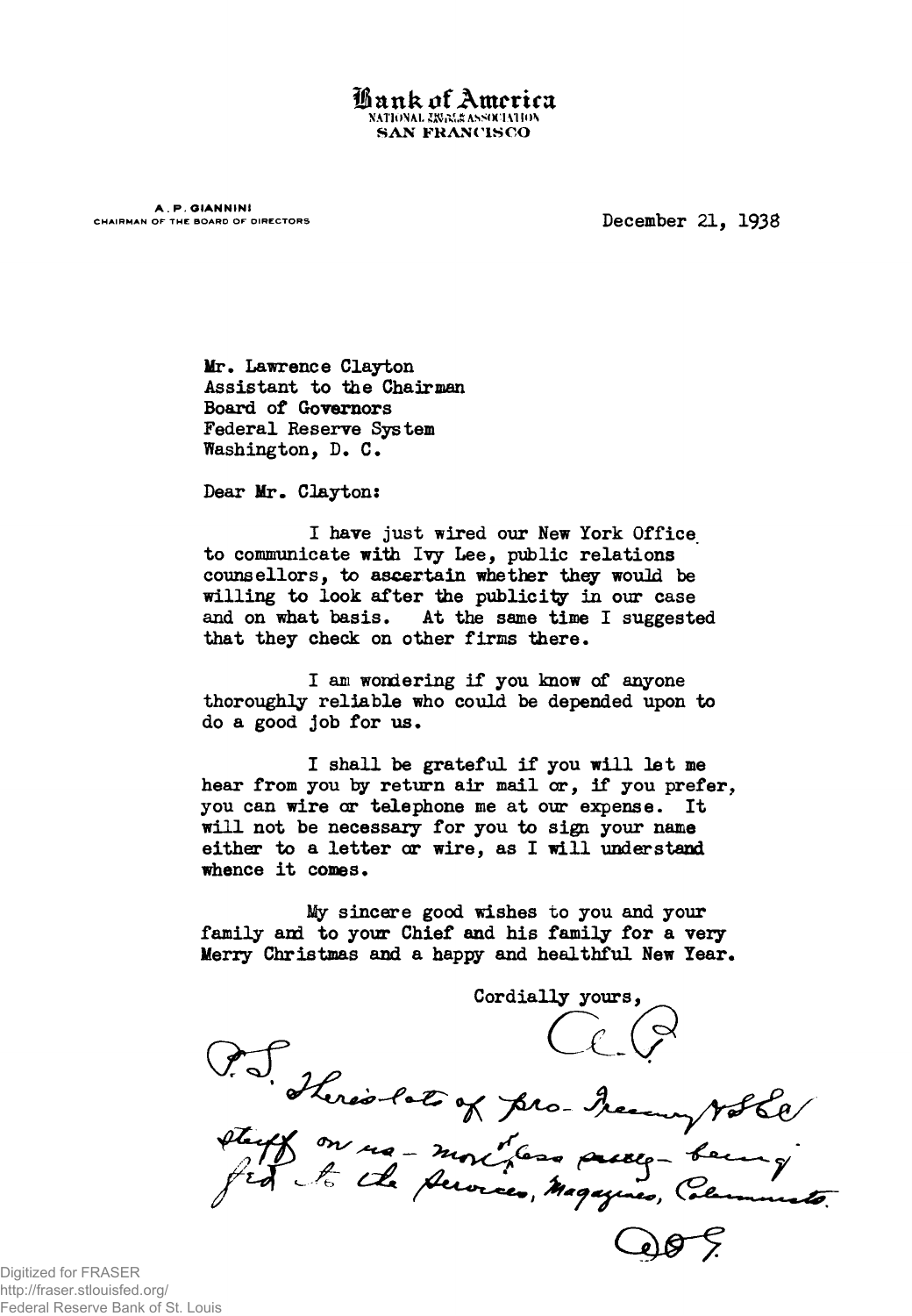**Bank of America**
NATIONAL TRUST & SAVINGS ASSOCIATION
SAN FRANCISCO

A. P. GIANNINI
CHAIRMAN OF THE BOARD OF DIRECTORS

December 21, 1938

Mr. Lawrence Clayton
Assistant to the Chairman
Board of Governors
Federal Reserve System
Washington, D. C.

Dear Mr. Clayton:

I have just wired our New York Office to communicate with Ivy Lee, public relations counsellors, to ascertain whether they would be willing to look after the publicity in our case and on what basis. At the same time I suggested that they check on other firms there.

I am wondering if you know of anyone thoroughly reliable who could be depended upon to do a good job for us.

I shall be grateful if you will let me hear from you by return air mail or, if you prefer, you can wire or telephone me at our expense. It will not be necessary for you to sign your name either to a letter or wire, as I will understand whence it comes.

My sincere good wishes to you and your family and to your Chief and his family for a very Merry Christmas and a happy and healthful New Year.

Cordially yours,

A. P.

P.S. There's lots of pro-Treasury & SEC stuff on us - more or less being fed to the Services, Magazines, Columnists.

A. P. G.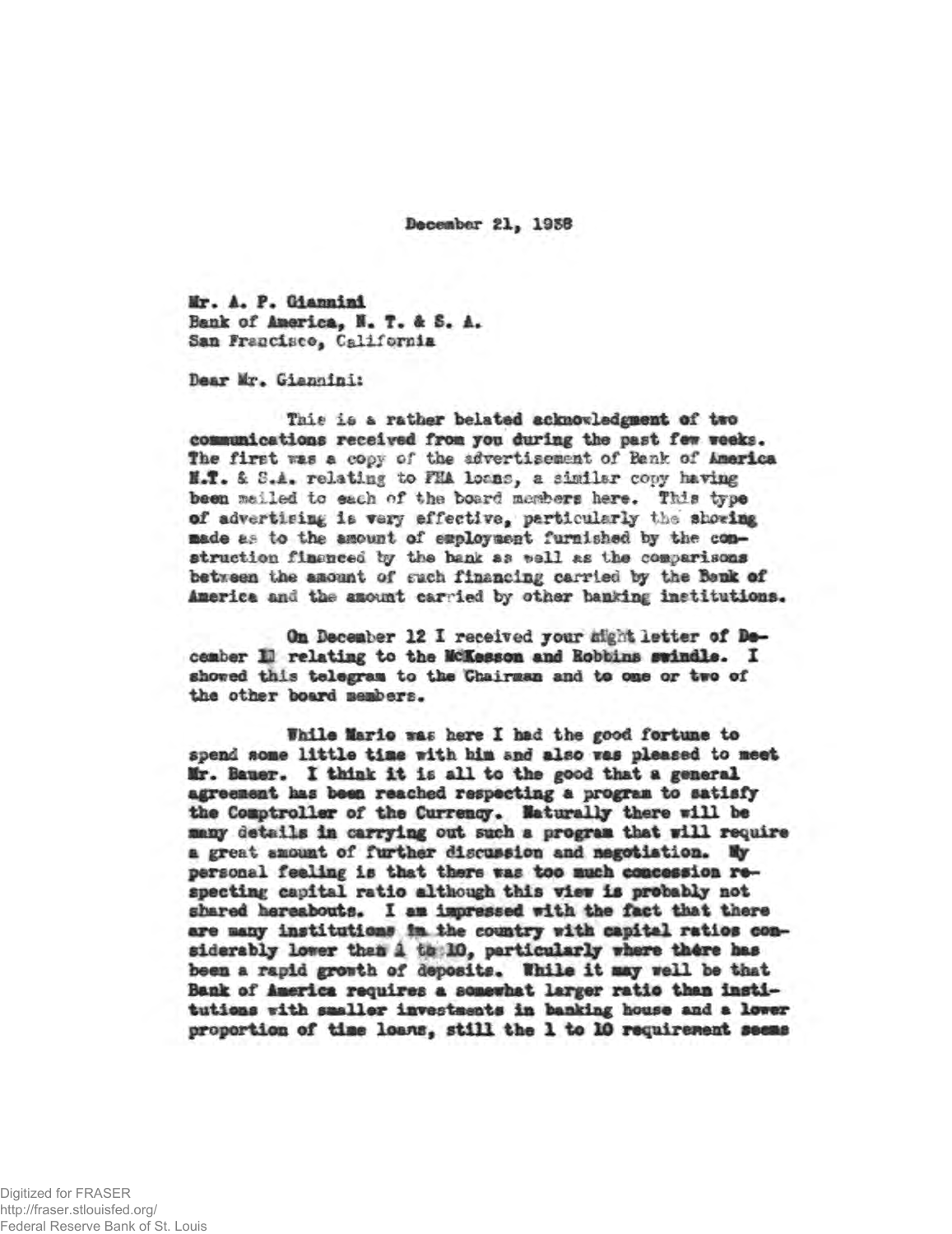December 21, 1938

Mr. A. P. Giannini
Bank of America, N. T. & S. A.
San Francisco, California

Dear Mr. Giannini:

This is a rather belated acknowledgment of two communications received from you during the past few weeks. The first was a copy of the advertisement of Bank of America N.T. & S.A. relating to FHA loans, a similar copy having been mailed to each of the board members here. This type of advertising is very effective, particularly the showing made as to the amount of employment furnished by the construction financed by the bank as well as the comparisons between the amount of such financing carried by the Bank of America and the amount carried by other banking institutions.

On December 12 I received your night letter of December 10 relating to the McKesson and Robbins swindle. I showed this telegram to the Chairman and to one or two of the other board members.

While Mario was here I had the good fortune to spend some little time with him and also was pleased to meet Mr. Bauer. I think it is all to the good that a general agreement has been reached respecting a program to satisfy the Comptroller of the Currency. Naturally there will be many details in carrying out such a program that will require a great amount of further discussion and negotiation. My personal feeling is that there was too much concession respecting capital ratio although this view is probably not shared hereabouts. I am impressed with the fact that there are many institutions in the country with capital ratios considerably lower than 1 to 10, particularly where there has been a rapid growth of deposits. While it may well be that Bank of America requires a somewhat larger ratio than institutions with smaller investments in banking house and a lower proportion of time loans, still the 1 to 10 requirement seems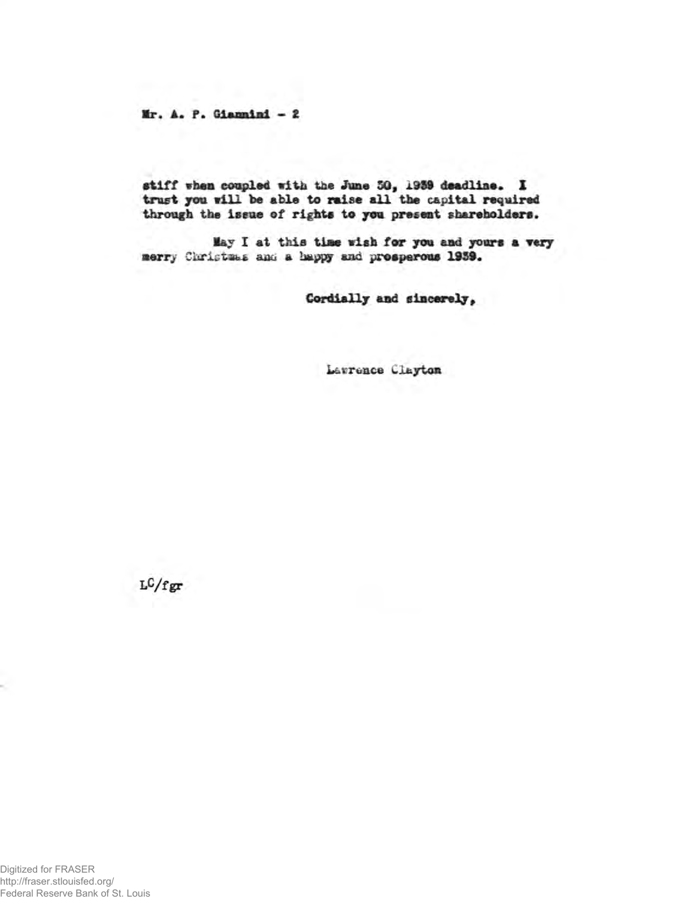stiff when coupled with the June 30, 1939 deadline. I trust you will be able to raise all the capital required through the issue of rights to you present shareholders.

May I at this time wish for you and yours a very merry Christmas and a happy and prosperous 1939.

Cordially and sincerely,

Lawrence Clayton

LC/fgr